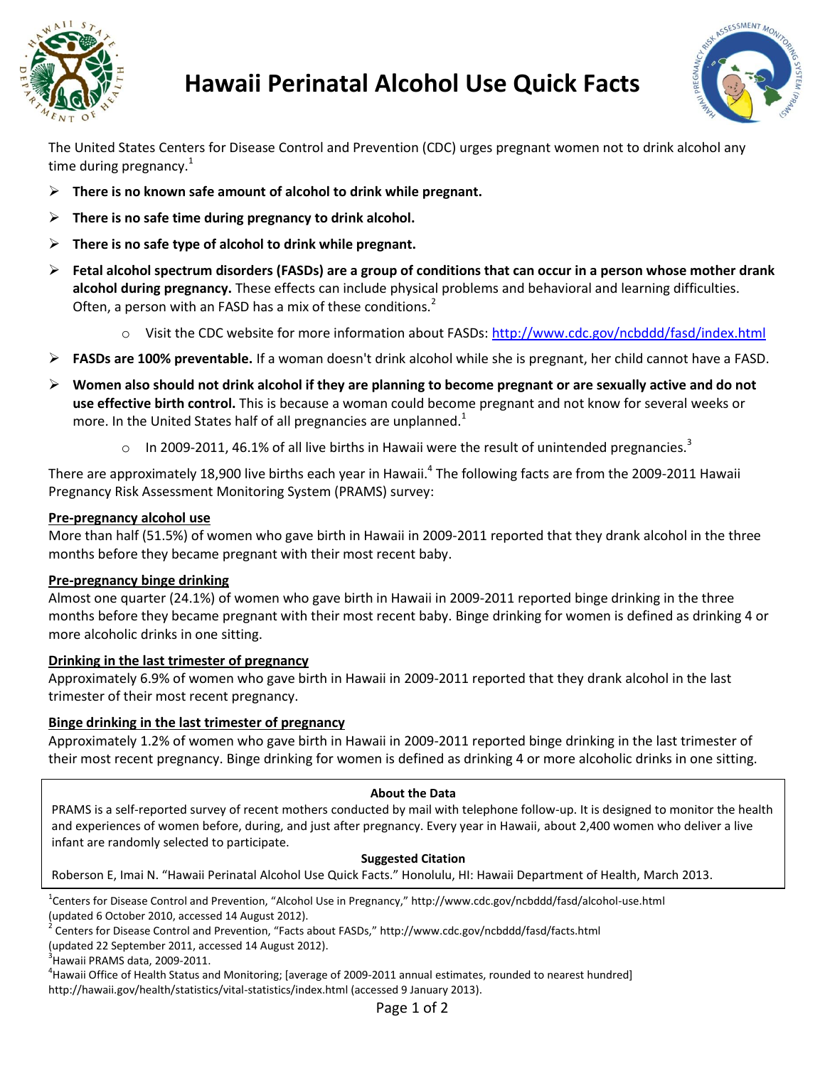# Hawaii Perinatal Alcohol Use Quick Facts

The United States Centers for Disease Control and Prevention (CDC) urges pregnant women not to drink alcohol any time during pregnancy.[1]

- **There is no known safe amount of alcohol to drink while pregnant.**
- **There is no safe time during pregnancy to drink alcohol.**
- **There is no safe type of alcohol to drink while pregnant.**
- **Fetal alcohol spectrum disorders (FASDs) are a group of conditions that can occur in a person whose mother drank alcohol during pregnancy.** These effects can include physical problems and behavioral and learning difficulties. Often, a person with an FASD has a mix of these conditions.[2]
  - Visit the CDC website for more information about FASDs: http://www.cdc.gov/ncbddd/fasd/index.html
- **FASDs are 100% preventable.** If a woman doesn't drink alcohol while she is pregnant, her child cannot have a FASD.
- **Women also should not drink alcohol if they are planning to become pregnant or are sexually active and do not use effective birth control.** This is because a woman could become pregnant and not know for several weeks or more. In the United States half of all pregnancies are unplanned.[1]
  - In 2009-2011, 46.1% of all live births in Hawaii were the result of unintended pregnancies.[3]

There are approximately 18,900 live births each year in Hawaii.[4] The following facts are from the 2009-2011 Hawaii Pregnancy Risk Assessment Monitoring System (PRAMS) survey:

**Pre-pregnancy alcohol use**

More than half (51.5%) of women who gave birth in Hawaii in 2009-2011 reported that they drank alcohol in the three months before they became pregnant with their most recent baby.

**Pre-pregnancy binge drinking**

Almost one quarter (24.1%) of women who gave birth in Hawaii in 2009-2011 reported binge drinking in the three months before they became pregnant with their most recent baby. Binge drinking for women is defined as drinking 4 or more alcoholic drinks in one sitting.

**Drinking in the last trimester of pregnancy**

Approximately 6.9% of women who gave birth in Hawaii in 2009-2011 reported that they drank alcohol in the last trimester of their most recent pregnancy.

**Binge drinking in the last trimester of pregnancy**

Approximately 1.2% of women who gave birth in Hawaii in 2009-2011 reported binge drinking in the last trimester of their most recent pregnancy. Binge drinking for women is defined as drinking 4 or more alcoholic drinks in one sitting.

**About the Data**

PRAMS is a self-reported survey of recent mothers conducted by mail with telephone follow-up. It is designed to monitor the health and experiences of women before, during, and just after pregnancy. Every year in Hawaii, about 2,400 women who deliver a live infant are randomly selected to participate.

**Suggested Citation**

Roberson E, Imai N. "Hawaii Perinatal Alcohol Use Quick Facts." Honolulu, HI: Hawaii Department of Health, March 2013.

[1] Centers for Disease Control and Prevention, "Alcohol Use in Pregnancy," http://www.cdc.gov/ncbddd/fasd/alcohol-use.html (updated 6 October 2010, accessed 14 August 2012).

[2] Centers for Disease Control and Prevention, "Facts about FASDs," http://www.cdc.gov/ncbddd/fasd/facts.html (updated 22 September 2011, accessed 14 August 2012).

[3] Hawaii PRAMS data, 2009-2011.

[4] Hawaii Office of Health Status and Monitoring; [average of 2009-2011 annual estimates, rounded to nearest hundred] http://hawaii.gov/health/statistics/vital-statistics/index.html (accessed 9 January 2013).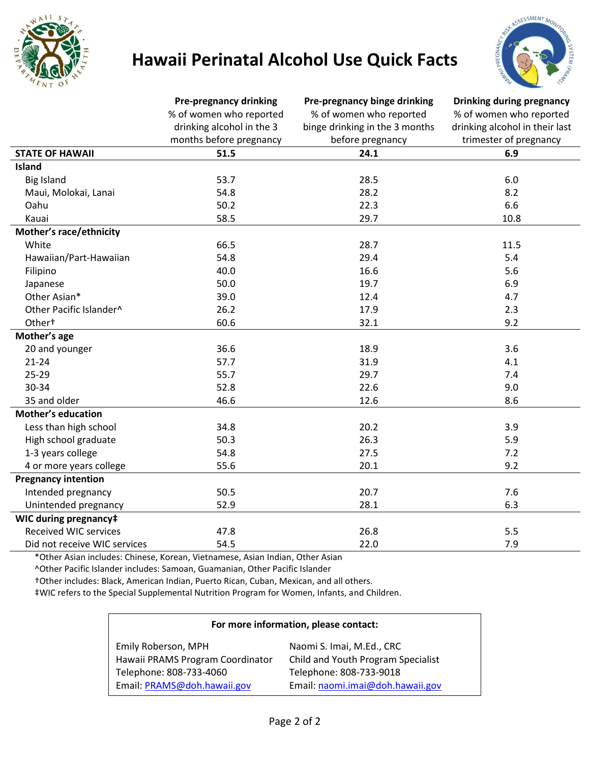# Hawaii Perinatal Alcohol Use Quick Facts

| | **Pre-pregnancy drinking** % of women who reported drinking alcohol in the 3 months before pregnancy | **Pre-pregnancy binge drinking** % of women who reported binge drinking in the 3 months before pregnancy | **Drinking during pregnancy** % of women who reported drinking alcohol in their last trimester of pregnancy |
|---|---|---|---|
| **STATE OF HAWAII** | **51.5** | **24.1** | **6.9** |
| **Island** | | | |
| Big Island | 53.7 | 28.5 | 6.0 |
| Maui, Molokai, Lanai | 54.8 | 28.2 | 8.2 |
| Oahu | 50.2 | 22.3 | 6.6 |
| Kauai | 58.5 | 29.7 | 10.8 |
| **Mother's race/ethnicity** | | | |
| White | 66.5 | 28.7 | 11.5 |
| Hawaiian/Part-Hawaiian | 54.8 | 29.4 | 5.4 |
| Filipino | 40.0 | 16.6 | 5.6 |
| Japanese | 50.0 | 19.7 | 6.9 |
| Other Asian* | 39.0 | 12.4 | 4.7 |
| Other Pacific Islander^ | 26.2 | 17.9 | 2.3 |
| Other† | 60.6 | 32.1 | 9.2 |
| **Mother's age** | | | |
| 20 and younger | 36.6 | 18.9 | 3.6 |
| 21-24 | 57.7 | 31.9 | 4.1 |
| 25-29 | 55.7 | 29.7 | 7.4 |
| 30-34 | 52.8 | 22.6 | 9.0 |
| 35 and older | 46.6 | 12.6 | 8.6 |
| **Mother's education** | | | |
| Less than high school | 34.8 | 20.2 | 3.9 |
| High school graduate | 50.3 | 26.3 | 5.9 |
| 1-3 years college | 54.8 | 27.5 | 7.2 |
| 4 or more years college | 55.6 | 20.1 | 9.2 |
| **Pregnancy intention** | | | |
| Intended pregnancy | 50.5 | 20.7 | 7.6 |
| Unintended pregnancy | 52.9 | 28.1 | 6.3 |
| **WIC during pregnancy‡** | | | |
| Received WIC services | 47.8 | 26.8 | 5.5 |
| Did not receive WIC services | 54.5 | 22.0 | 7.9 |

*Other Asian includes: Chinese, Korean, Vietnamese, Asian Indian, Other Asian

^Other Pacific Islander includes: Samoan, Guamanian, Other Pacific Islander

†Other includes: Black, American Indian, Puerto Rican, Cuban, Mexican, and all others.

‡WIC refers to the Special Supplemental Nutrition Program for Women, Infants, and Children.

**For more information, please contact:**

| | |
|---|---|
| Emily Roberson, MPH | Naomi S. Imai, M.Ed., CRC |
| Hawaii PRAMS Program Coordinator | Child and Youth Program Specialist |
| Telephone: 808-733-4060 | Telephone: 808-733-9018 |
| Email: PRAMS@doh.hawaii.gov | Email: naomi.imai@doh.hawaii.gov |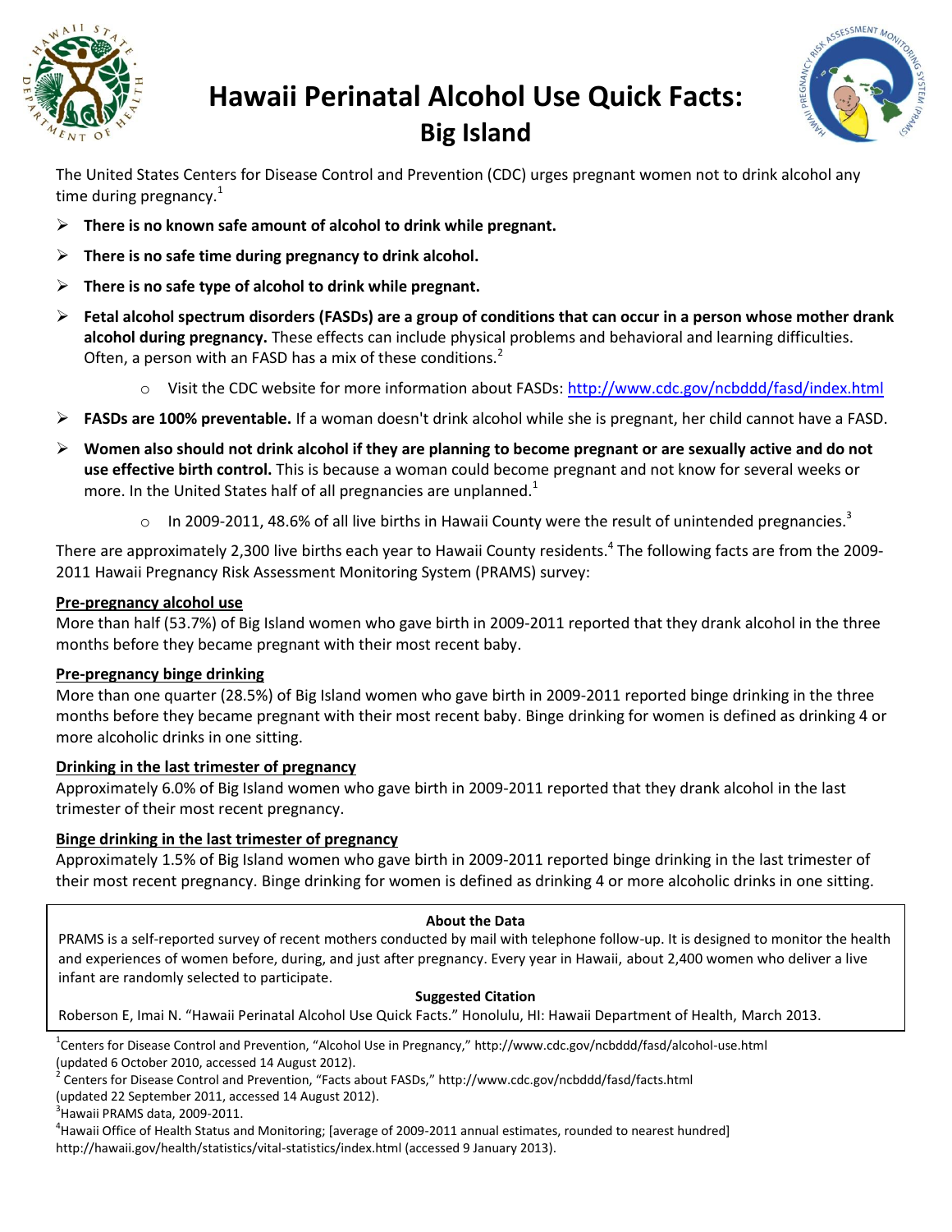# Hawaii Perinatal Alcohol Use Quick Facts: Big Island

The United States Centers for Disease Control and Prevention (CDC) urges pregnant women not to drink alcohol any time during pregnancy.[1]

- **There is no known safe amount of alcohol to drink while pregnant.**
- **There is no safe time during pregnancy to drink alcohol.**
- **There is no safe type of alcohol to drink while pregnant.**
- **Fetal alcohol spectrum disorders (FASDs) are a group of conditions that can occur in a person whose mother drank alcohol during pregnancy.** These effects can include physical problems and behavioral and learning difficulties. Often, a person with an FASD has a mix of these conditions.[2]
  - Visit the CDC website for more information about FASDs: http://www.cdc.gov/ncbddd/fasd/index.html
- **FASDs are 100% preventable.** If a woman doesn't drink alcohol while she is pregnant, her child cannot have a FASD.
- **Women also should not drink alcohol if they are planning to become pregnant or are sexually active and do not use effective birth control.** This is because a woman could become pregnant and not know for several weeks or more. In the United States half of all pregnancies are unplanned.[1]
  - In 2009-2011, 48.6% of all live births in Hawaii County were the result of unintended pregnancies.[3]

There are approximately 2,300 live births each year to Hawaii County residents.[4] The following facts are from the 2009-2011 Hawaii Pregnancy Risk Assessment Monitoring System (PRAMS) survey:

### Pre-pregnancy alcohol use

More than half (53.7%) of Big Island women who gave birth in 2009-2011 reported that they drank alcohol in the three months before they became pregnant with their most recent baby.

### Pre-pregnancy binge drinking

More than one quarter (28.5%) of Big Island women who gave birth in 2009-2011 reported binge drinking in the three months before they became pregnant with their most recent baby. Binge drinking for women is defined as drinking 4 or more alcoholic drinks in one sitting.

### Drinking in the last trimester of pregnancy

Approximately 6.0% of Big Island women who gave birth in 2009-2011 reported that they drank alcohol in the last trimester of their most recent pregnancy.

### Binge drinking in the last trimester of pregnancy

Approximately 1.5% of Big Island women who gave birth in 2009-2011 reported binge drinking in the last trimester of their most recent pregnancy. Binge drinking for women is defined as drinking 4 or more alcoholic drinks in one sitting.

**About the Data**

PRAMS is a self-reported survey of recent mothers conducted by mail with telephone follow-up. It is designed to monitor the health and experiences of women before, during, and just after pregnancy. Every year in Hawaii, about 2,400 women who deliver a live infant are randomly selected to participate.

**Suggested Citation**

Roberson E, Imai N. "Hawaii Perinatal Alcohol Use Quick Facts." Honolulu, HI: Hawaii Department of Health, March 2013.

[1] Centers for Disease Control and Prevention, "Alcohol Use in Pregnancy," http://www.cdc.gov/ncbddd/fasd/alcohol-use.html (updated 6 October 2010, accessed 14 August 2012).

[2] Centers for Disease Control and Prevention, "Facts about FASDs," http://www.cdc.gov/ncbddd/fasd/facts.html (updated 22 September 2011, accessed 14 August 2012).

[3] Hawaii PRAMS data, 2009-2011.

[4] Hawaii Office of Health Status and Monitoring; [average of 2009-2011 annual estimates, rounded to nearest hundred] http://hawaii.gov/health/statistics/vital-statistics/index.html (accessed 9 January 2013).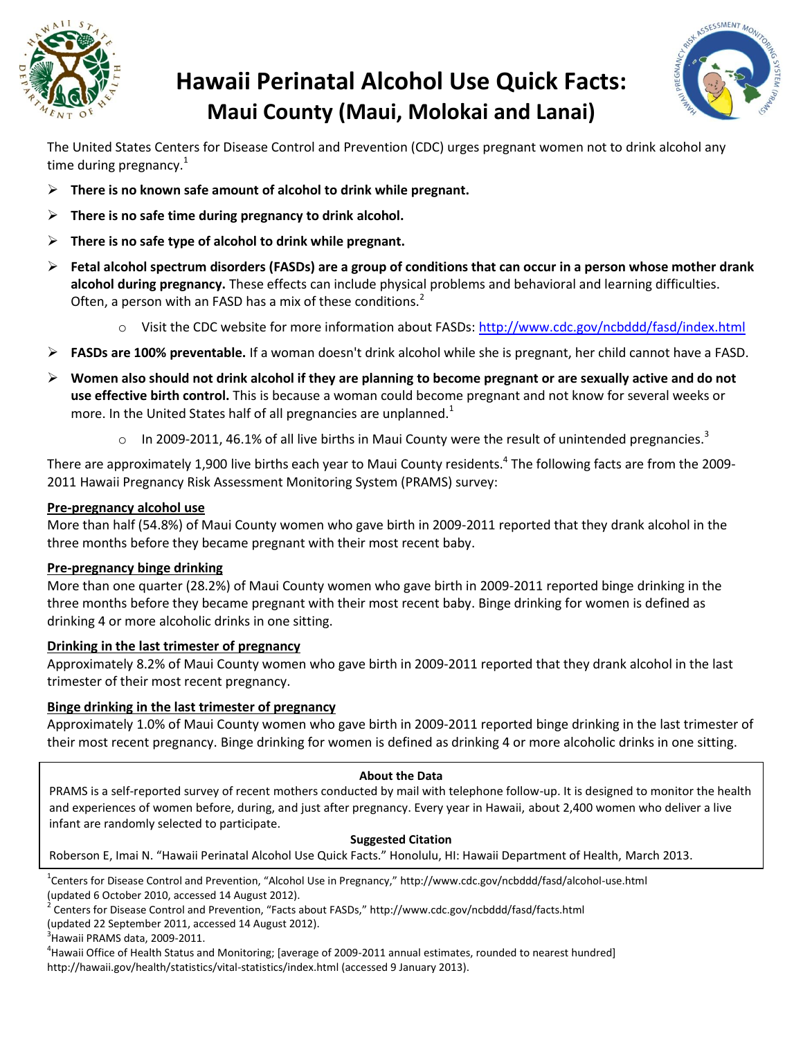# Hawaii Perinatal Alcohol Use Quick Facts:

## Maui County (Maui, Molokai and Lanai)

The United States Centers for Disease Control and Prevention (CDC) urges pregnant women not to drink alcohol any time during pregnancy.[1]

- **There is no known safe amount of alcohol to drink while pregnant.**
- **There is no safe time during pregnancy to drink alcohol.**
- **There is no safe type of alcohol to drink while pregnant.**
- **Fetal alcohol spectrum disorders (FASDs) are a group of conditions that can occur in a person whose mother drank alcohol during pregnancy.** These effects can include physical problems and behavioral and learning difficulties. Often, a person with an FASD has a mix of these conditions.[2]
  - Visit the CDC website for more information about FASDs: http://www.cdc.gov/ncbddd/fasd/index.html
- **FASDs are 100% preventable.** If a woman doesn't drink alcohol while she is pregnant, her child cannot have a FASD.
- **Women also should not drink alcohol if they are planning to become pregnant or are sexually active and do not use effective birth control.** This is because a woman could become pregnant and not know for several weeks or more. In the United States half of all pregnancies are unplanned.[1]
  - In 2009-2011, 46.1% of all live births in Maui County were the result of unintended pregnancies.[3]

There are approximately 1,900 live births each year to Maui County residents.[4] The following facts are from the 2009-2011 Hawaii Pregnancy Risk Assessment Monitoring System (PRAMS) survey:

**Pre-pregnancy alcohol use**

More than half (54.8%) of Maui County women who gave birth in 2009-2011 reported that they drank alcohol in the three months before they became pregnant with their most recent baby.

**Pre-pregnancy binge drinking**

More than one quarter (28.2%) of Maui County women who gave birth in 2009-2011 reported binge drinking in the three months before they became pregnant with their most recent baby. Binge drinking for women is defined as drinking 4 or more alcoholic drinks in one sitting.

**Drinking in the last trimester of pregnancy**

Approximately 8.2% of Maui County women who gave birth in 2009-2011 reported that they drank alcohol in the last trimester of their most recent pregnancy.

**Binge drinking in the last trimester of pregnancy**

Approximately 1.0% of Maui County women who gave birth in 2009-2011 reported binge drinking in the last trimester of their most recent pregnancy. Binge drinking for women is defined as drinking 4 or more alcoholic drinks in one sitting.

**About the Data**

PRAMS is a self-reported survey of recent mothers conducted by mail with telephone follow-up. It is designed to monitor the health and experiences of women before, during, and just after pregnancy. Every year in Hawaii, about 2,400 women who deliver a live infant are randomly selected to participate.

**Suggested Citation**

Roberson E, Imai N. "Hawaii Perinatal Alcohol Use Quick Facts." Honolulu, HI: Hawaii Department of Health, March 2013.

[1] Centers for Disease Control and Prevention, "Alcohol Use in Pregnancy," http://www.cdc.gov/ncbddd/fasd/alcohol-use.html (updated 6 October 2010, accessed 14 August 2012).

[2] Centers for Disease Control and Prevention, "Facts about FASDs," http://www.cdc.gov/ncbddd/fasd/facts.html (updated 22 September 2011, accessed 14 August 2012).

[3] Hawaii PRAMS data, 2009-2011.

[4] Hawaii Office of Health Status and Monitoring; [average of 2009-2011 annual estimates, rounded to nearest hundred] http://hawaii.gov/health/statistics/vital-statistics/index.html (accessed 9 January 2013).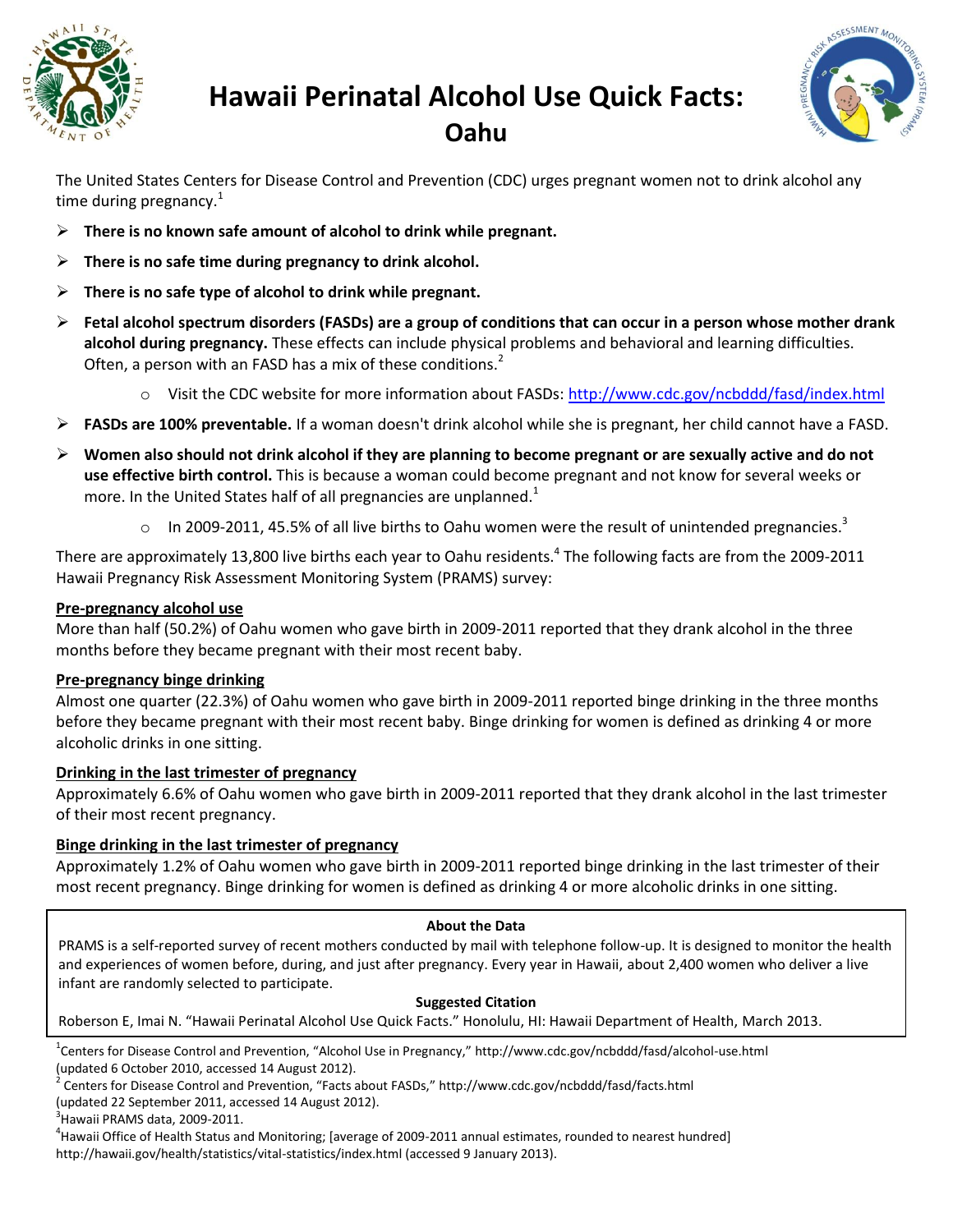# Hawaii Perinatal Alcohol Use Quick Facts: Oahu

The United States Centers for Disease Control and Prevention (CDC) urges pregnant women not to drink alcohol any time during pregnancy.[1]

- **There is no known safe amount of alcohol to drink while pregnant.**
- **There is no safe time during pregnancy to drink alcohol.**
- **There is no safe type of alcohol to drink while pregnant.**
- **Fetal alcohol spectrum disorders (FASDs) are a group of conditions that can occur in a person whose mother drank alcohol during pregnancy.** These effects can include physical problems and behavioral and learning difficulties. Often, a person with an FASD has a mix of these conditions.[2]
  - Visit the CDC website for more information about FASDs: http://www.cdc.gov/ncbddd/fasd/index.html
- **FASDs are 100% preventable.** If a woman doesn't drink alcohol while she is pregnant, her child cannot have a FASD.
- **Women also should not drink alcohol if they are planning to become pregnant or are sexually active and do not use effective birth control.** This is because a woman could become pregnant and not know for several weeks or more. In the United States half of all pregnancies are unplanned.[1]
  - In 2009-2011, 45.5% of all live births to Oahu women were the result of unintended pregnancies.[3]

There are approximately 13,800 live births each year to Oahu residents.[4] The following facts are from the 2009-2011 Hawaii Pregnancy Risk Assessment Monitoring System (PRAMS) survey:

**Pre-pregnancy alcohol use**

More than half (50.2%) of Oahu women who gave birth in 2009-2011 reported that they drank alcohol in the three months before they became pregnant with their most recent baby.

**Pre-pregnancy binge drinking**

Almost one quarter (22.3%) of Oahu women who gave birth in 2009-2011 reported binge drinking in the three months before they became pregnant with their most recent baby. Binge drinking for women is defined as drinking 4 or more alcoholic drinks in one sitting.

**Drinking in the last trimester of pregnancy**

Approximately 6.6% of Oahu women who gave birth in 2009-2011 reported that they drank alcohol in the last trimester of their most recent pregnancy.

**Binge drinking in the last trimester of pregnancy**

Approximately 1.2% of Oahu women who gave birth in 2009-2011 reported binge drinking in the last trimester of their most recent pregnancy. Binge drinking for women is defined as drinking 4 or more alcoholic drinks in one sitting.

**About the Data**

PRAMS is a self-reported survey of recent mothers conducted by mail with telephone follow-up. It is designed to monitor the health and experiences of women before, during, and just after pregnancy. Every year in Hawaii, about 2,400 women who deliver a live infant are randomly selected to participate.

**Suggested Citation**

Roberson E, Imai N. "Hawaii Perinatal Alcohol Use Quick Facts." Honolulu, HI: Hawaii Department of Health, March 2013.

[1] Centers for Disease Control and Prevention, "Alcohol Use in Pregnancy," http://www.cdc.gov/ncbddd/fasd/alcohol-use.html (updated 6 October 2010, accessed 14 August 2012).
[2] Centers for Disease Control and Prevention, "Facts about FASDs," http://www.cdc.gov/ncbddd/fasd/facts.html (updated 22 September 2011, accessed 14 August 2012).
[3] Hawaii PRAMS data, 2009-2011.
[4] Hawaii Office of Health Status and Monitoring; [average of 2009-2011 annual estimates, rounded to nearest hundred] http://hawaii.gov/health/statistics/vital-statistics/index.html (accessed 9 January 2013).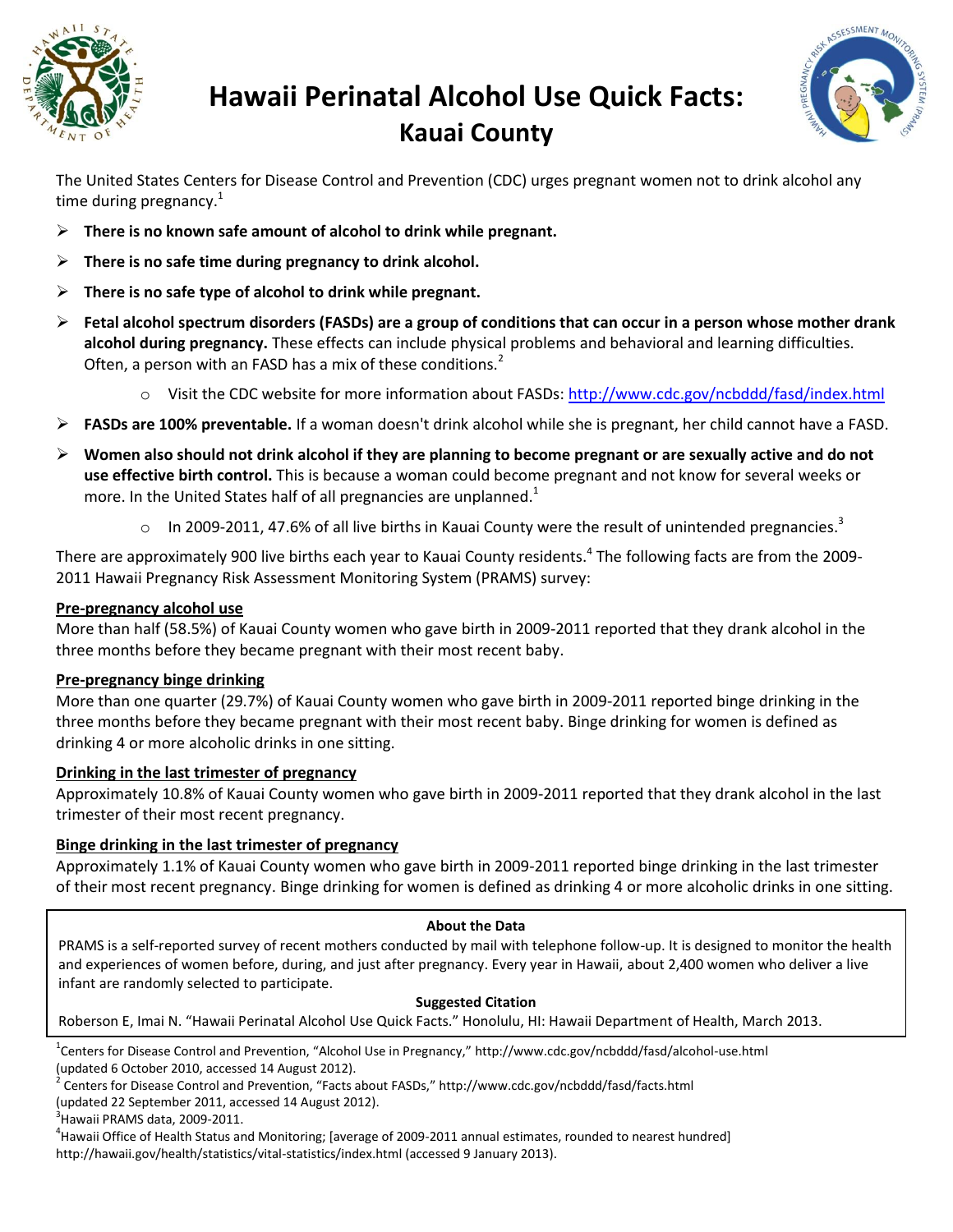# Hawaii Perinatal Alcohol Use Quick Facts: Kauai County

The United States Centers for Disease Control and Prevention (CDC) urges pregnant women not to drink alcohol any time during pregnancy.[1]

- **There is no known safe amount of alcohol to drink while pregnant.**
- **There is no safe time during pregnancy to drink alcohol.**
- **There is no safe type of alcohol to drink while pregnant.**
- **Fetal alcohol spectrum disorders (FASDs) are a group of conditions that can occur in a person whose mother drank alcohol during pregnancy.** These effects can include physical problems and behavioral and learning difficulties. Often, a person with an FASD has a mix of these conditions.[2]
  - Visit the CDC website for more information about FASDs: http://www.cdc.gov/ncbddd/fasd/index.html
- **FASDs are 100% preventable.** If a woman doesn't drink alcohol while she is pregnant, her child cannot have a FASD.
- **Women also should not drink alcohol if they are planning to become pregnant or are sexually active and do not use effective birth control.** This is because a woman could become pregnant and not know for several weeks or more. In the United States half of all pregnancies are unplanned.[1]
  - In 2009-2011, 47.6% of all live births in Kauai County were the result of unintended pregnancies.[3]

There are approximately 900 live births each year to Kauai County residents.[4] The following facts are from the 2009-2011 Hawaii Pregnancy Risk Assessment Monitoring System (PRAMS) survey:

**Pre-pregnancy alcohol use**

More than half (58.5%) of Kauai County women who gave birth in 2009-2011 reported that they drank alcohol in the three months before they became pregnant with their most recent baby.

**Pre-pregnancy binge drinking**

More than one quarter (29.7%) of Kauai County women who gave birth in 2009-2011 reported binge drinking in the three months before they became pregnant with their most recent baby. Binge drinking for women is defined as drinking 4 or more alcoholic drinks in one sitting.

**Drinking in the last trimester of pregnancy**

Approximately 10.8% of Kauai County women who gave birth in 2009-2011 reported that they drank alcohol in the last trimester of their most recent pregnancy.

**Binge drinking in the last trimester of pregnancy**

Approximately 1.1% of Kauai County women who gave birth in 2009-2011 reported binge drinking in the last trimester of their most recent pregnancy. Binge drinking for women is defined as drinking 4 or more alcoholic drinks in one sitting.

**About the Data**

PRAMS is a self-reported survey of recent mothers conducted by mail with telephone follow-up. It is designed to monitor the health and experiences of women before, during, and just after pregnancy. Every year in Hawaii, about 2,400 women who deliver a live infant are randomly selected to participate.

**Suggested Citation**

Roberson E, Imai N. "Hawaii Perinatal Alcohol Use Quick Facts." Honolulu, HI: Hawaii Department of Health, March 2013.

[1] Centers for Disease Control and Prevention, "Alcohol Use in Pregnancy," http://www.cdc.gov/ncbddd/fasd/alcohol-use.html (updated 6 October 2010, accessed 14 August 2012).

[2] Centers for Disease Control and Prevention, "Facts about FASDs," http://www.cdc.gov/ncbddd/fasd/facts.html (updated 22 September 2011, accessed 14 August 2012).

[3] Hawaii PRAMS data, 2009-2011.

[4] Hawaii Office of Health Status and Monitoring; [average of 2009-2011 annual estimates, rounded to nearest hundred] http://hawaii.gov/health/statistics/vital-statistics/index.html (accessed 9 January 2013).